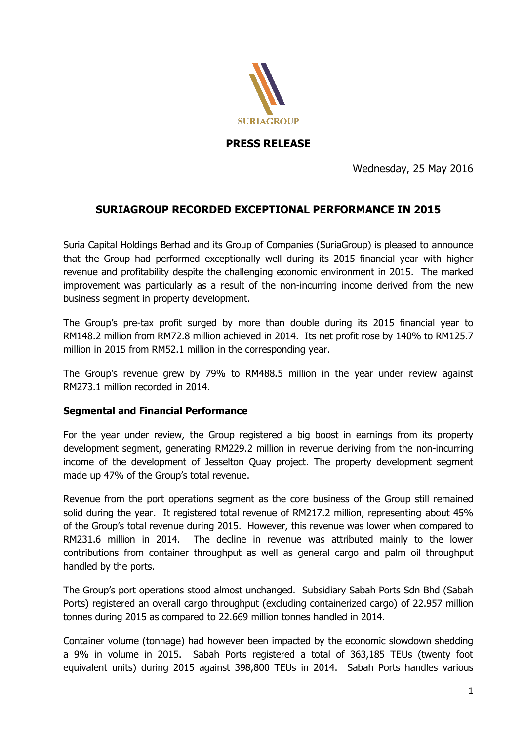SURIAGROUP

**PRESS RELEASE**

Wednesday, 25 May 2016

## SURIAGROUP RECORDED EXCEPTIONAL PERFORMANCE IN 2015

Suria Capital Holdings Berhad and its Group of Companies (SuriaGroup) is pleased to announce that the Group had performed exceptionally well during its 2015 financial year with higher revenue and profitability despite the challenging economic environment in 2015. The marked improvement was particularly as a result of the non-incurring income derived from the new business segment in property development.

The Group's pre-tax profit surged by more than double during its 2015 financial year to RM148.2 million from RM72.8 million achieved in 2014. Its net profit rose by 140% to RM125.7 million in 2015 from RM52.1 million in the corresponding year.

The Group's revenue grew by 79% to RM488.5 million in the year under review against RM273.1 million recorded in 2014.

**Segmental and Financial Performance**

For the year under review, the Group registered a big boost in earnings from its property development segment, generating RM229.2 million in revenue deriving from the non-incurring income of the development of Jesselton Quay project. The property development segment made up 47% of the Group's total revenue.

Revenue from the port operations segment as the core business of the Group still remained solid during the year. It registered total revenue of RM217.2 million, representing about 45% of the Group's total revenue during 2015. However, this revenue was lower when compared to RM231.6 million in 2014. The decline in revenue was attributed mainly to the lower contributions from container throughput as well as general cargo and palm oil throughput handled by the ports.

The Group's port operations stood almost unchanged. Subsidiary Sabah Ports Sdn Bhd (Sabah Ports) registered an overall cargo throughput (excluding containerized cargo) of 22.957 million tonnes during 2015 as compared to 22.669 million tonnes handled in 2014.

Container volume (tonnage) had however been impacted by the economic slowdown shedding a 9% in volume in 2015. Sabah Ports registered a total of 363,185 TEUs (twenty foot equivalent units) during 2015 against 398,800 TEUs in 2014. Sabah Ports handles various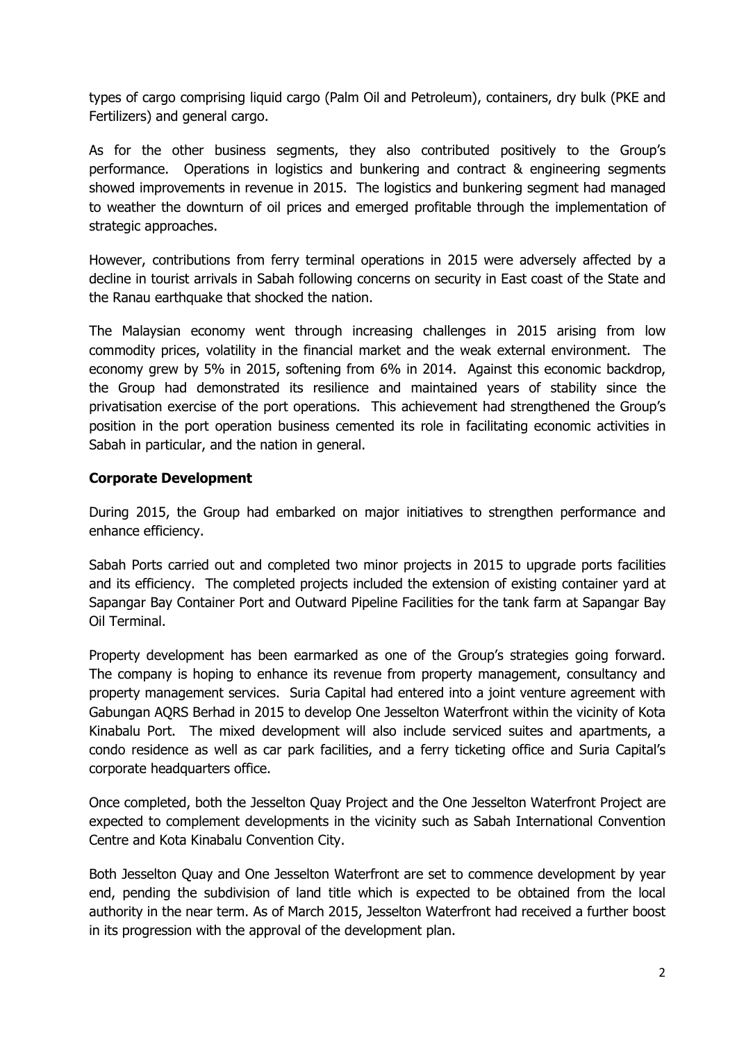types of cargo comprising liquid cargo (Palm Oil and Petroleum), containers, dry bulk (PKE and Fertilizers) and general cargo.

As for the other business segments, they also contributed positively to the Group's performance. Operations in logistics and bunkering and contract & engineering segments showed improvements in revenue in 2015. The logistics and bunkering segment had managed to weather the downturn of oil prices and emerged profitable through the implementation of strategic approaches.

However, contributions from ferry terminal operations in 2015 were adversely affected by a decline in tourist arrivals in Sabah following concerns on security in East coast of the State and the Ranau earthquake that shocked the nation.

The Malaysian economy went through increasing challenges in 2015 arising from low commodity prices, volatility in the financial market and the weak external environment. The economy grew by 5% in 2015, softening from 6% in 2014. Against this economic backdrop, the Group had demonstrated its resilience and maintained years of stability since the privatisation exercise of the port operations. This achievement had strengthened the Group's position in the port operation business cemented its role in facilitating economic activities in Sabah in particular, and the nation in general.

**Corporate Development**

During 2015, the Group had embarked on major initiatives to strengthen performance and enhance efficiency.

Sabah Ports carried out and completed two minor projects in 2015 to upgrade ports facilities and its efficiency. The completed projects included the extension of existing container yard at Sapangar Bay Container Port and Outward Pipeline Facilities for the tank farm at Sapangar Bay Oil Terminal.

Property development has been earmarked as one of the Group's strategies going forward. The company is hoping to enhance its revenue from property management, consultancy and property management services. Suria Capital had entered into a joint venture agreement with Gabungan AQRS Berhad in 2015 to develop One Jesselton Waterfront within the vicinity of Kota Kinabalu Port. The mixed development will also include serviced suites and apartments, a condo residence as well as car park facilities, and a ferry ticketing office and Suria Capital's corporate headquarters office.

Once completed, both the Jesselton Quay Project and the One Jesselton Waterfront Project are expected to complement developments in the vicinity such as Sabah International Convention Centre and Kota Kinabalu Convention City.

Both Jesselton Quay and One Jesselton Waterfront are set to commence development by year end, pending the subdivision of land title which is expected to be obtained from the local authority in the near term. As of March 2015, Jesselton Waterfront had received a further boost in its progression with the approval of the development plan.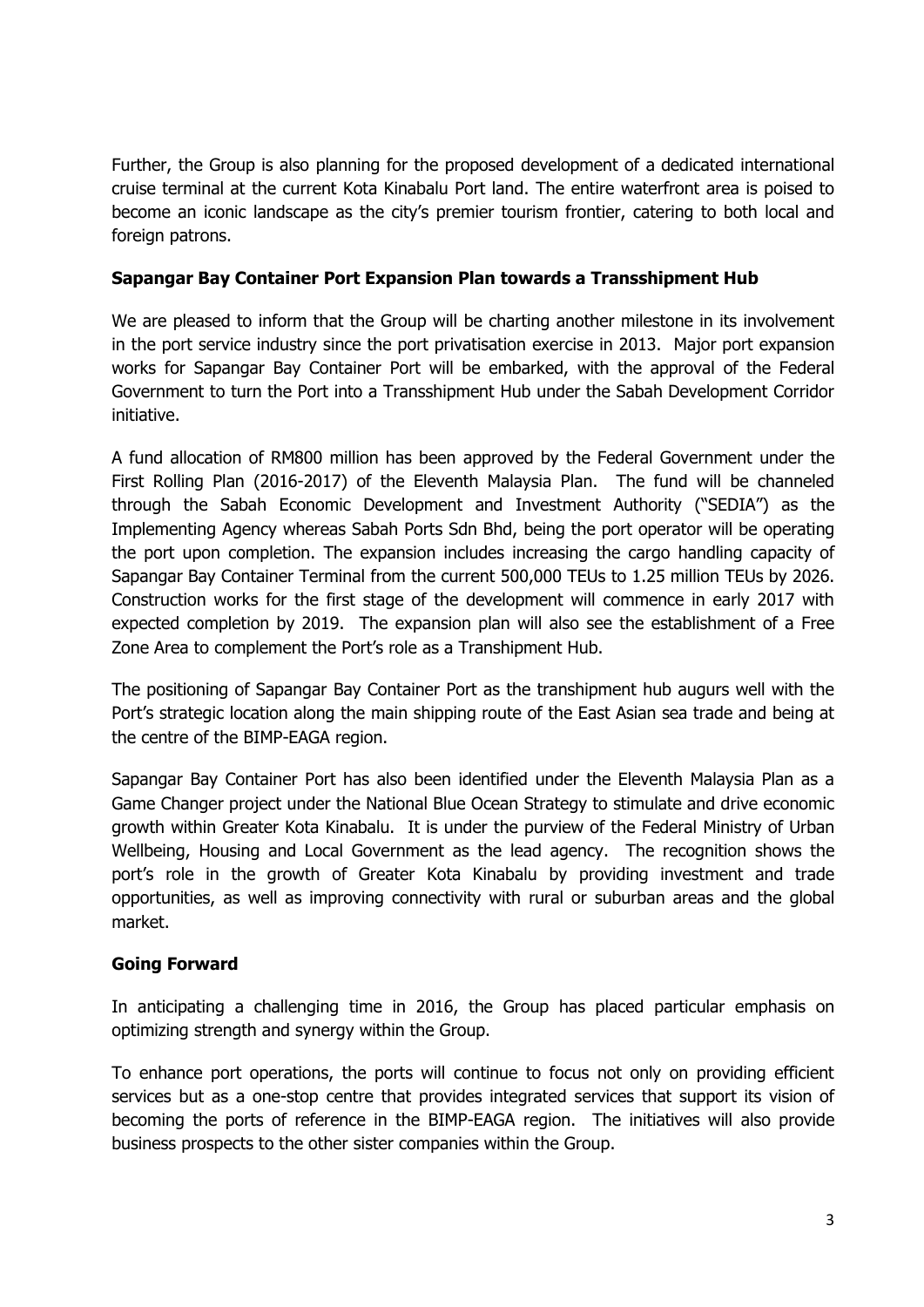Further, the Group is also planning for the proposed development of a dedicated international cruise terminal at the current Kota Kinabalu Port land. The entire waterfront area is poised to become an iconic landscape as the city's premier tourism frontier, catering to both local and foreign patrons.

**Sapangar Bay Container Port Expansion Plan towards a Transshipment Hub**

We are pleased to inform that the Group will be charting another milestone in its involvement in the port service industry since the port privatisation exercise in 2013. Major port expansion works for Sapangar Bay Container Port will be embarked, with the approval of the Federal Government to turn the Port into a Transshipment Hub under the Sabah Development Corridor initiative.

A fund allocation of RM800 million has been approved by the Federal Government under the First Rolling Plan (2016-2017) of the Eleventh Malaysia Plan. The fund will be channeled through the Sabah Economic Development and Investment Authority ("SEDIA") as the Implementing Agency whereas Sabah Ports Sdn Bhd, being the port operator will be operating the port upon completion. The expansion includes increasing the cargo handling capacity of Sapangar Bay Container Terminal from the current 500,000 TEUs to 1.25 million TEUs by 2026. Construction works for the first stage of the development will commence in early 2017 with expected completion by 2019. The expansion plan will also see the establishment of a Free Zone Area to complement the Port's role as a Transhipment Hub.

The positioning of Sapangar Bay Container Port as the transhipment hub augurs well with the Port's strategic location along the main shipping route of the East Asian sea trade and being at the centre of the BIMP-EAGA region.

Sapangar Bay Container Port has also been identified under the Eleventh Malaysia Plan as a Game Changer project under the National Blue Ocean Strategy to stimulate and drive economic growth within Greater Kota Kinabalu. It is under the purview of the Federal Ministry of Urban Wellbeing, Housing and Local Government as the lead agency. The recognition shows the port's role in the growth of Greater Kota Kinabalu by providing investment and trade opportunities, as well as improving connectivity with rural or suburban areas and the global market.

**Going Forward**

In anticipating a challenging time in 2016, the Group has placed particular emphasis on optimizing strength and synergy within the Group.

To enhance port operations, the ports will continue to focus not only on providing efficient services but as a one-stop centre that provides integrated services that support its vision of becoming the ports of reference in the BIMP-EAGA region. The initiatives will also provide business prospects to the other sister companies within the Group.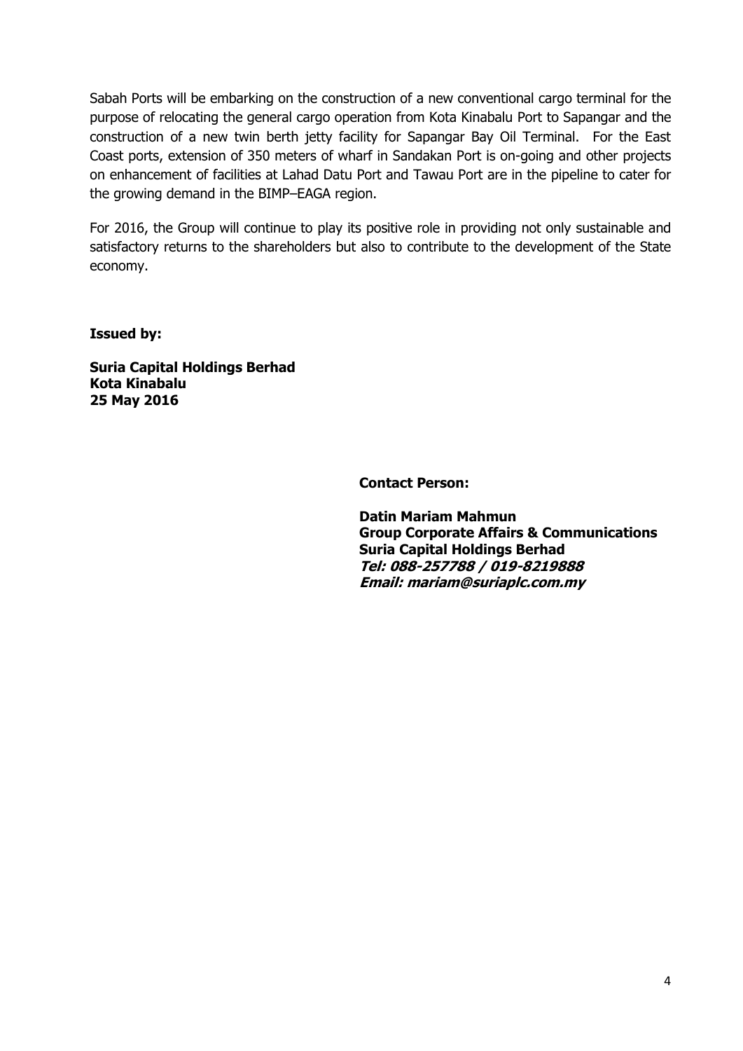Sabah Ports will be embarking on the construction of a new conventional cargo terminal for the purpose of relocating the general cargo operation from Kota Kinabalu Port to Sapangar and the construction of a new twin berth jetty facility for Sapangar Bay Oil Terminal. For the East Coast ports, extension of 350 meters of wharf in Sandakan Port is on-going and other projects on enhancement of facilities at Lahad Datu Port and Tawau Port are in the pipeline to cater for the growing demand in the BIMP–EAGA region.

For 2016, the Group will continue to play its positive role in providing not only sustainable and satisfactory returns to the shareholders but also to contribute to the development of the State economy.

**Issued by:**

**Suria Capital Holdings Berhad**
**Kota Kinabalu**
**25 May 2016**

**Contact Person:**

**Datin Mariam Mahmun**
**Group Corporate Affairs & Communications**
**Suria Capital Holdings Berhad**
***Tel: 088-257788 / 019-8219888***
***Email: mariam@suriaplc.com.my***